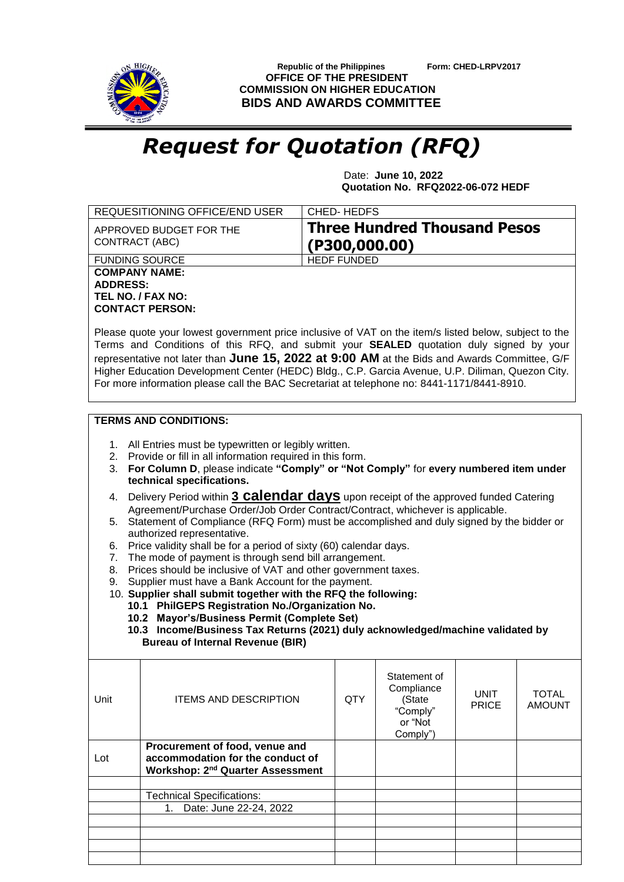Republic of the Philippines Form: CHED-LRPV2017
**OFFICE OF THE PRESIDENT**
**COMMISSION ON HIGHER EDUCATION**
**BIDS AND AWARDS COMMITTEE**

# *Request for Quotation (RFQ)*

Date: **June 10, 2022**
**Quotation No. RFQ2022-06-072 HEDF**

| REQUESITIONING OFFICE/END USER | CHED- HEDFS |
|---|---|
| APPROVED BUDGET FOR THE CONTRACT (ABC) | **Three Hundred Thousand Pesos (P300,000.00)** |
| FUNDING SOURCE | HEDF FUNDED |

**COMPANY NAME:**
**ADDRESS:**
**TEL NO. / FAX NO:**
**CONTACT PERSON:**

Please quote your lowest government price inclusive of VAT on the item/s listed below, subject to the Terms and Conditions of this RFQ, and submit your **SEALED** quotation duly signed by your representative not later than **June 15, 2022 at 9:00 AM** at the Bids and Awards Committee, G/F Higher Education Development Center (HEDC) Bldg., C.P. Garcia Avenue, U.P. Diliman, Quezon City. For more information please call the BAC Secretariat at telephone no: 8441-1171/8441-8910.

**TERMS AND CONDITIONS:**

1. All Entries must be typewritten or legibly written.
2. Provide or fill in all information required in this form.
3. **For Column D**, please indicate **"Comply" or "Not Comply"** for **every numbered item under technical specifications.**
4. Delivery Period within **3 calendar days** upon receipt of the approved funded Catering Agreement/Purchase Order/Job Order Contract/Contract, whichever is applicable.
5. Statement of Compliance (RFQ Form) must be accomplished and duly signed by the bidder or authorized representative.
6. Price validity shall be for a period of sixty (60) calendar days.
7. The mode of payment is through send bill arrangement.
8. Prices should be inclusive of VAT and other government taxes.
9. Supplier must have a Bank Account for the payment.
10. **Supplier shall submit together with the RFQ the following:**
    - **10.1 PhilGEPS Registration No./Organization No.**
    - **10.2 Mayor's/Business Permit (Complete Set)**
    - **10.3 Income/Business Tax Returns (2021) duly acknowledged/machine validated by Bureau of Internal Revenue (BIR)**

| Unit | ITEMS AND DESCRIPTION | QTY | Statement of Compliance (State "Comply" or "Not Comply") | UNIT PRICE | TOTAL AMOUNT |
|---|---|---|---|---|---|
| Lot | **Procurement of food, venue and accommodation for the conduct of Workshop: 2nd Quarter Assessment** | | | | |
| | | | | | |
| | Technical Specifications: | | | | |
| | 1. Date: June 22-24, 2022 | | | | |
| | | | | | |
| | | | | | |
| | | | | | |
| | | | | | |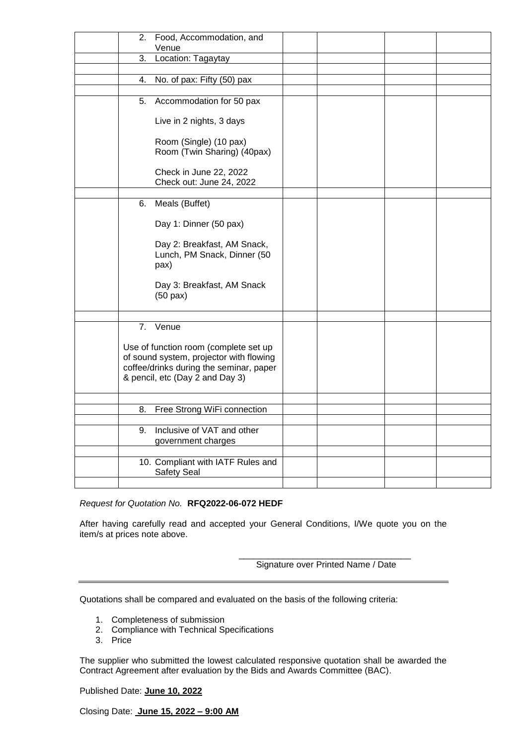| | | | | | |
|---|---|---|---|---|---|
| | 2. Food, Accommodation, and Venue | | | | |
| | 3. Location: Tagaytay | | | | |
| | | | | | |
| | 4. No. of pax: Fifty (50) pax | | | | |
| | | | | | |
| | 5. Accommodation for 50 pax<br><br>Live in 2 nights, 3 days<br><br>Room (Single) (10 pax)<br>Room (Twin Sharing) (40pax)<br><br>Check in June 22, 2022<br>Check out: June 24, 2022 | | | | |
| | | | | | |
| | 6. Meals (Buffet)<br><br>Day 1: Dinner (50 pax)<br><br>Day 2: Breakfast, AM Snack, Lunch, PM Snack, Dinner (50 pax)<br><br>Day 3: Breakfast, AM Snack (50 pax) | | | | |
| | | | | | |
| | 7. Venue<br><br>Use of function room (complete set up of sound system, projector with flowing coffee/drinks during the seminar, paper & pencil, etc (Day 2 and Day 3) | | | | |
| | | | | | |
| | 8. Free Strong WiFi connection | | | | |
| | | | | | |
| | 9. Inclusive of VAT and other government charges | | | | |
| | | | | | |
| | 10. Compliant with IATF Rules and Safety Seal | | | | |
| | | | | | |

*Request for Quotation No.* **RFQ2022-06-072 HEDF**

After having carefully read and accepted your General Conditions, I/We quote you on the item/s at prices note above.

\_\_\_\_\_\_\_\_\_\_\_\_\_\_\_\_\_\_\_\_\_\_\_\_\_\_\_\_\_\_\_\_\_\_\_
Signature over Printed Name / Date

---

Quotations shall be compared and evaluated on the basis of the following criteria:

1. Completeness of submission
2. Compliance with Technical Specifications
3. Price

The supplier who submitted the lowest calculated responsive quotation shall be awarded the Contract Agreement after evaluation by the Bids and Awards Committee (BAC).

Published Date: **June 10, 2022**

Closing Date: **June 15, 2022 – 9:00 AM**